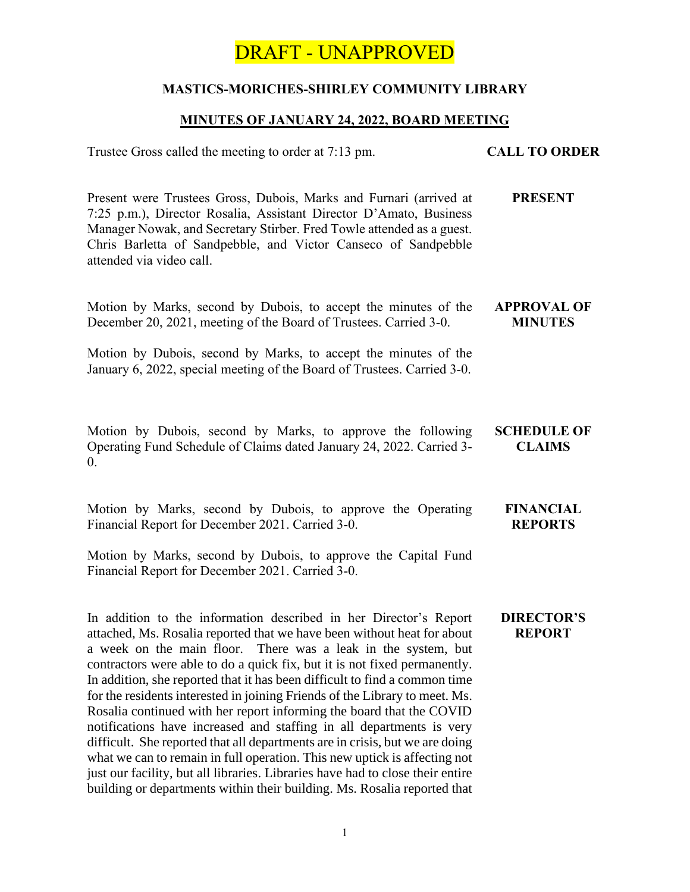DRAFT - UNAPPROVED

**MASTICS-MORICHES-SHIRLEY COMMUNITY LIBRARY**

**MINUTES OF JANUARY 24, 2022, BOARD MEETING**

**CALL TO ORDER**

Trustee Gross called the meeting to order at 7:13 pm.

**PRESENT**

Present were Trustees Gross, Dubois, Marks and Furnari (arrived at 7:25 p.m.), Director Rosalia, Assistant Director D'Amato, Business Manager Nowak, and Secretary Stirber. Fred Towle attended as a guest. Chris Barletta of Sandpebble, and Victor Canseco of Sandpebble attended via video call.

**APPROVAL OF MINUTES**

Motion by Marks, second by Dubois, to accept the minutes of the December 20, 2021, meeting of the Board of Trustees. Carried 3-0.

Motion by Dubois, second by Marks, to accept the minutes of the January 6, 2022, special meeting of the Board of Trustees. Carried 3-0.

**SCHEDULE OF CLAIMS**

Motion by Dubois, second by Marks, to approve the following Operating Fund Schedule of Claims dated January 24, 2022. Carried 3-0.

**FINANCIAL REPORTS**

Motion by Marks, second by Dubois, to approve the Operating Financial Report for December 2021. Carried 3-0.

Motion by Marks, second by Dubois, to approve the Capital Fund Financial Report for December 2021. Carried 3-0.

**DIRECTOR'S REPORT**

In addition to the information described in her Director's Report attached, Ms. Rosalia reported that we have been without heat for about a week on the main floor. There was a leak in the system, but contractors were able to do a quick fix, but it is not fixed permanently. In addition, she reported that it has been difficult to find a common time for the residents interested in joining Friends of the Library to meet. Ms. Rosalia continued with her report informing the board that the COVID notifications have increased and staffing in all departments is very difficult. She reported that all departments are in crisis, but we are doing what we can to remain in full operation. This new uptick is affecting not just our facility, but all libraries. Libraries have had to close their entire building or departments within their building. Ms. Rosalia reported that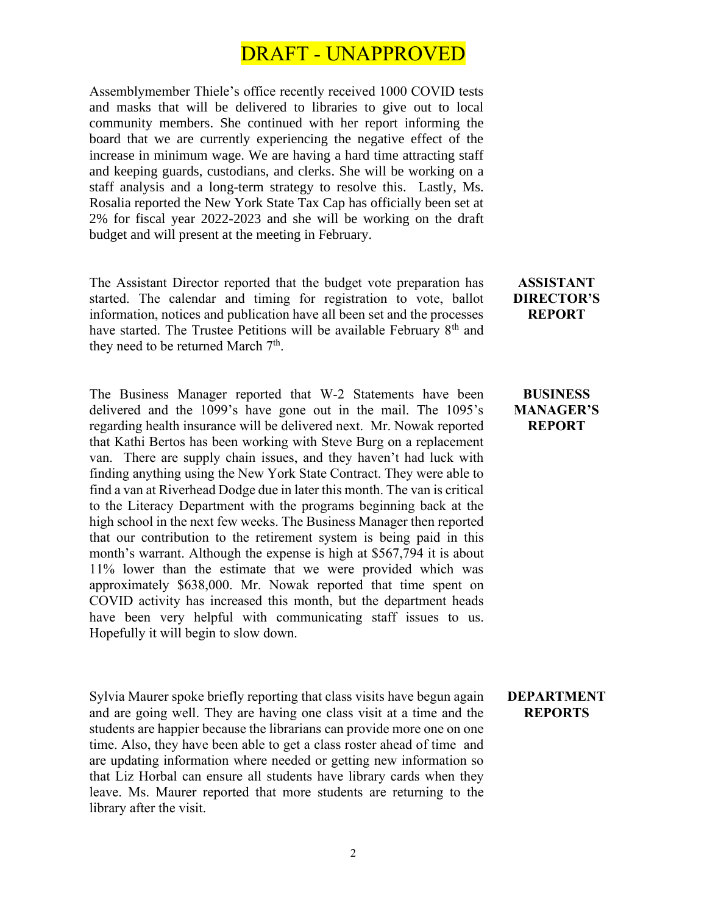# DRAFT - UNAPPROVED

Assemblymember Thiele's office recently received 1000 COVID tests and masks that will be delivered to libraries to give out to local community members. She continued with her report informing the board that we are currently experiencing the negative effect of the increase in minimum wage. We are having a hard time attracting staff and keeping guards, custodians, and clerks. She will be working on a staff analysis and a long-term strategy to resolve this. Lastly, Ms. Rosalia reported the New York State Tax Cap has officially been set at 2% for fiscal year 2022-2023 and she will be working on the draft budget and will present at the meeting in February.

**ASSISTANT DIRECTOR'S REPORT**

The Assistant Director reported that the budget vote preparation has started. The calendar and timing for registration to vote, ballot information, notices and publication have all been set and the processes have started. The Trustee Petitions will be available February 8th and they need to be returned March 7th.

**BUSINESS MANAGER'S REPORT**

The Business Manager reported that W-2 Statements have been delivered and the 1099's have gone out in the mail. The 1095's regarding health insurance will be delivered next. Mr. Nowak reported that Kathi Bertos has been working with Steve Burg on a replacement van. There are supply chain issues, and they haven't had luck with finding anything using the New York State Contract. They were able to find a van at Riverhead Dodge due in later this month. The van is critical to the Literacy Department with the programs beginning back at the high school in the next few weeks. The Business Manager then reported that our contribution to the retirement system is being paid in this month's warrant. Although the expense is high at $567,794 it is about 11% lower than the estimate that we were provided which was approximately $638,000. Mr. Nowak reported that time spent on COVID activity has increased this month, but the department heads have been very helpful with communicating staff issues to us. Hopefully it will begin to slow down.

**DEPARTMENT REPORTS**

Sylvia Maurer spoke briefly reporting that class visits have begun again and are going well. They are having one class visit at a time and the students are happier because the librarians can provide more one on one time. Also, they have been able to get a class roster ahead of time and are updating information where needed or getting new information so that Liz Horbal can ensure all students have library cards when they leave. Ms. Maurer reported that more students are returning to the library after the visit.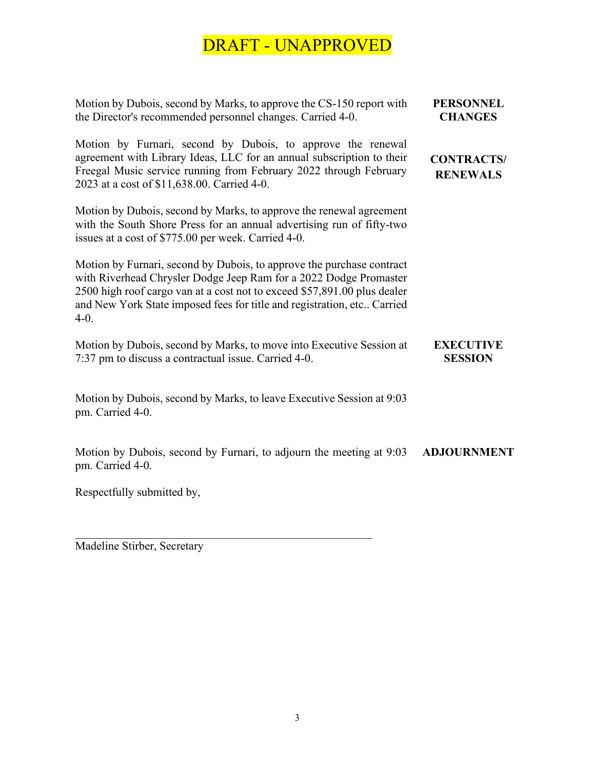DRAFT - UNAPPROVED

**PERSONNEL CHANGES**

Motion by Dubois, second by Marks, to approve the CS-150 report with the Director's recommended personnel changes. Carried 4-0.

**CONTRACTS/ RENEWALS**

Motion by Furnari, second by Dubois, to approve the renewal agreement with Library Ideas, LLC for an annual subscription to their Freegal Music service running from February 2022 through February 2023 at a cost of $11,638.00. Carried 4-0.

Motion by Dubois, second by Marks, to approve the renewal agreement with the South Shore Press for an annual advertising run of fifty-two issues at a cost of $775.00 per week. Carried 4-0.

Motion by Furnari, second by Dubois, to approve the purchase contract with Riverhead Chrysler Dodge Jeep Ram for a 2022 Dodge Promaster 2500 high roof cargo van at a cost not to exceed $57,891.00 plus dealer and New York State imposed fees for title and registration, etc.. Carried 4-0.

**EXECUTIVE SESSION**

Motion by Dubois, second by Marks, to move into Executive Session at 7:37 pm to discuss a contractual issue. Carried 4-0.

Motion by Dubois, second by Marks, to leave Executive Session at 9:03 pm. Carried 4-0.

**ADJOURNMENT**

Motion by Dubois, second by Furnari, to adjourn the meeting at 9:03 pm. Carried 4-0.

Respectfully submitted by,

\_\_\_\_\_\_\_\_\_\_\_\_\_\_\_\_\_\_\_\_\_\_\_\_\_\_\_\_\_\_\_\_\_\_\_\_\_\_\_\_\_\_\_\_

Madeline Stirber, Secretary